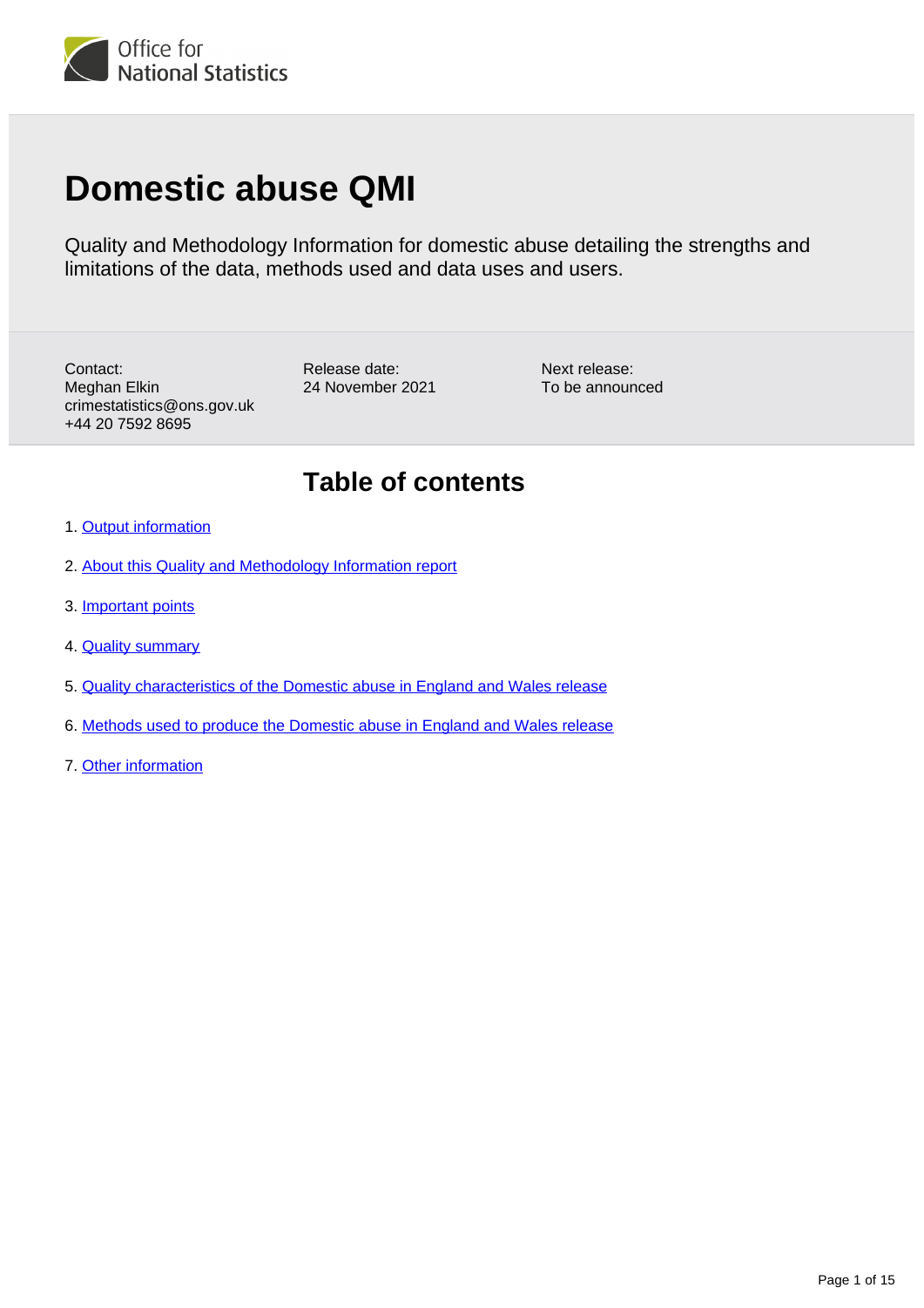# Domestic abuse QMI

Quality and Methodology Information for domestic abuse detailing the strengths and limitations of the data, methods used and data uses and users.

Contact:
Meghan Elkin
crimestatistics@ons.gov.uk
+44 20 7592 8695

Release date:
24 November 2021

Next release:
To be announced

## Table of contents

1. Output information
2. About this Quality and Methodology Information report
3. Important points
4. Quality summary
5. Quality characteristics of the Domestic abuse in England and Wales release
6. Methods used to produce the Domestic abuse in England and Wales release
7. Other information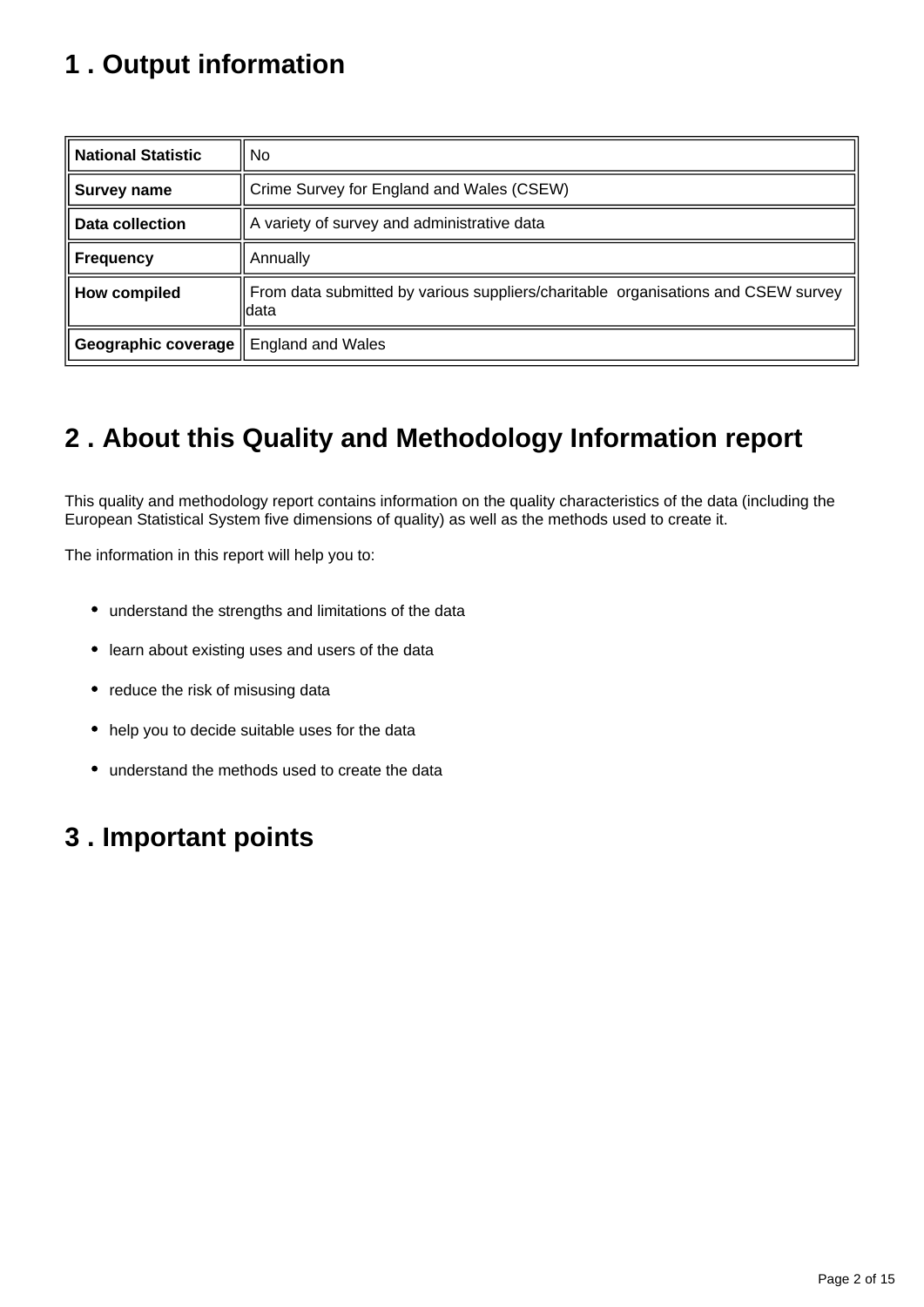## 1 . Output information

| | |
|---|---|
| **National Statistic** | No |
| **Survey name** | Crime Survey for England and Wales (CSEW) |
| **Data collection** | A variety of survey and administrative data |
| **Frequency** | Annually |
| **How compiled** | From data submitted by various suppliers/charitable organisations and CSEW survey data |
| **Geographic coverage** | England and Wales |

## 2 . About this Quality and Methodology Information report

This quality and methodology report contains information on the quality characteristics of the data (including the European Statistical System five dimensions of quality) as well as the methods used to create it.

The information in this report will help you to:

- understand the strengths and limitations of the data
- learn about existing uses and users of the data
- reduce the risk of misusing data
- help you to decide suitable uses for the data
- understand the methods used to create the data

## 3 . Important points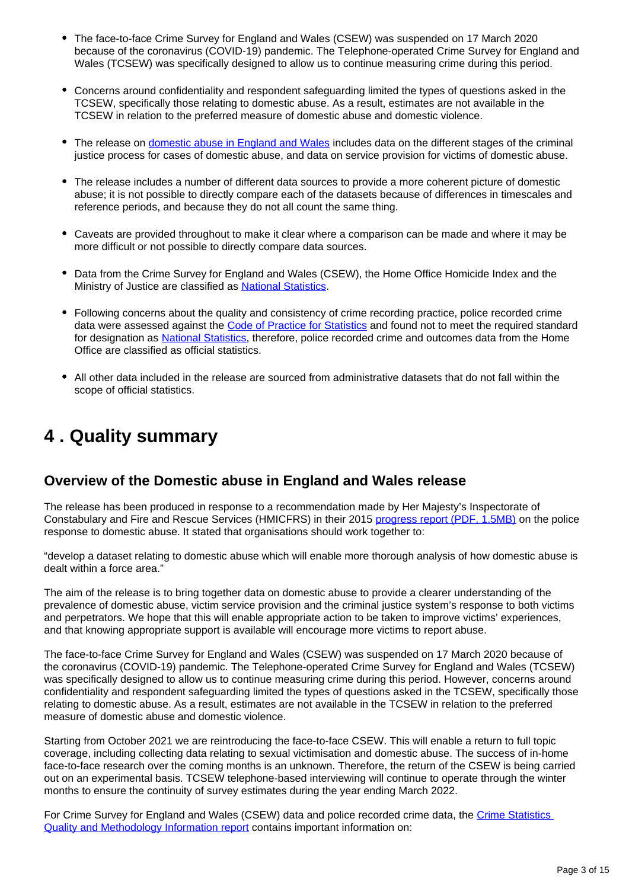- The face-to-face Crime Survey for England and Wales (CSEW) was suspended on 17 March 2020 because of the coronavirus (COVID-19) pandemic. The Telephone-operated Crime Survey for England and Wales (TCSEW) was specifically designed to allow us to continue measuring crime during this period.
- Concerns around confidentiality and respondent safeguarding limited the types of questions asked in the TCSEW, specifically those relating to domestic abuse. As a result, estimates are not available in the TCSEW in relation to the preferred measure of domestic abuse and domestic violence.
- The release on domestic abuse in England and Wales includes data on the different stages of the criminal justice process for cases of domestic abuse, and data on service provision for victims of domestic abuse.
- The release includes a number of different data sources to provide a more coherent picture of domestic abuse; it is not possible to directly compare each of the datasets because of differences in timescales and reference periods, and because they do not all count the same thing.
- Caveats are provided throughout to make it clear where a comparison can be made and where it may be more difficult or not possible to directly compare data sources.
- Data from the Crime Survey for England and Wales (CSEW), the Home Office Homicide Index and the Ministry of Justice are classified as National Statistics.
- Following concerns about the quality and consistency of crime recording practice, police recorded crime data were assessed against the Code of Practice for Statistics and found not to meet the required standard for designation as National Statistics, therefore, police recorded crime and outcomes data from the Home Office are classified as official statistics.
- All other data included in the release are sourced from administrative datasets that do not fall within the scope of official statistics.

# 4 . Quality summary

## Overview of the Domestic abuse in England and Wales release

The release has been produced in response to a recommendation made by Her Majesty's Inspectorate of Constabulary and Fire and Rescue Services (HMICFRS) in their 2015 progress report (PDF, 1.5MB) on the police response to domestic abuse. It stated that organisations should work together to:

"develop a dataset relating to domestic abuse which will enable more thorough analysis of how domestic abuse is dealt within a force area."

The aim of the release is to bring together data on domestic abuse to provide a clearer understanding of the prevalence of domestic abuse, victim service provision and the criminal justice system's response to both victims and perpetrators. We hope that this will enable appropriate action to be taken to improve victims' experiences, and that knowing appropriate support is available will encourage more victims to report abuse.

The face-to-face Crime Survey for England and Wales (CSEW) was suspended on 17 March 2020 because of the coronavirus (COVID-19) pandemic. The Telephone-operated Crime Survey for England and Wales (TCSEW) was specifically designed to allow us to continue measuring crime during this period. However, concerns around confidentiality and respondent safeguarding limited the types of questions asked in the TCSEW, specifically those relating to domestic abuse. As a result, estimates are not available in the TCSEW in relation to the preferred measure of domestic abuse and domestic violence.

Starting from October 2021 we are reintroducing the face-to-face CSEW. This will enable a return to full topic coverage, including collecting data relating to sexual victimisation and domestic abuse. The success of in-home face-to-face research over the coming months is an unknown. Therefore, the return of the CSEW is being carried out on an experimental basis. TCSEW telephone-based interviewing will continue to operate through the winter months to ensure the continuity of survey estimates during the year ending March 2022.

For Crime Survey for England and Wales (CSEW) data and police recorded crime data, the Crime Statistics Quality and Methodology Information report contains important information on: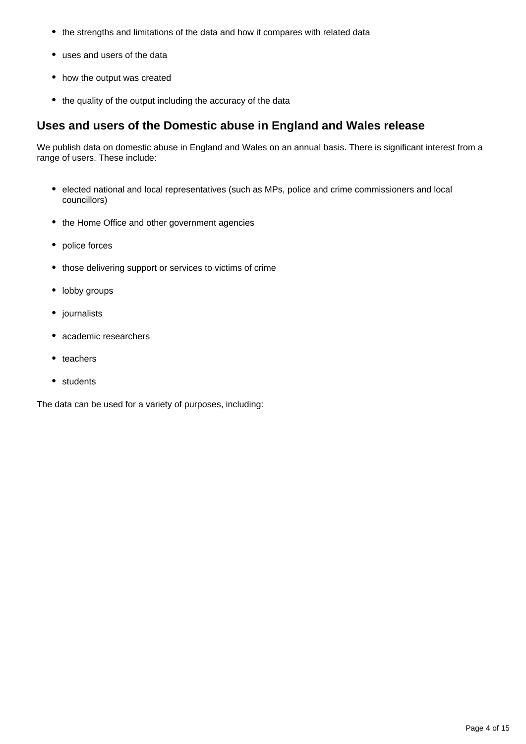- the strengths and limitations of the data and how it compares with related data
- uses and users of the data
- how the output was created
- the quality of the output including the accuracy of the data

## Uses and users of the Domestic abuse in England and Wales release

We publish data on domestic abuse in England and Wales on an annual basis. There is significant interest from a range of users. These include:

- elected national and local representatives (such as MPs, police and crime commissioners and local councillors)
- the Home Office and other government agencies
- police forces
- those delivering support or services to victims of crime
- lobby groups
- journalists
- academic researchers
- teachers
- students

The data can be used for a variety of purposes, including: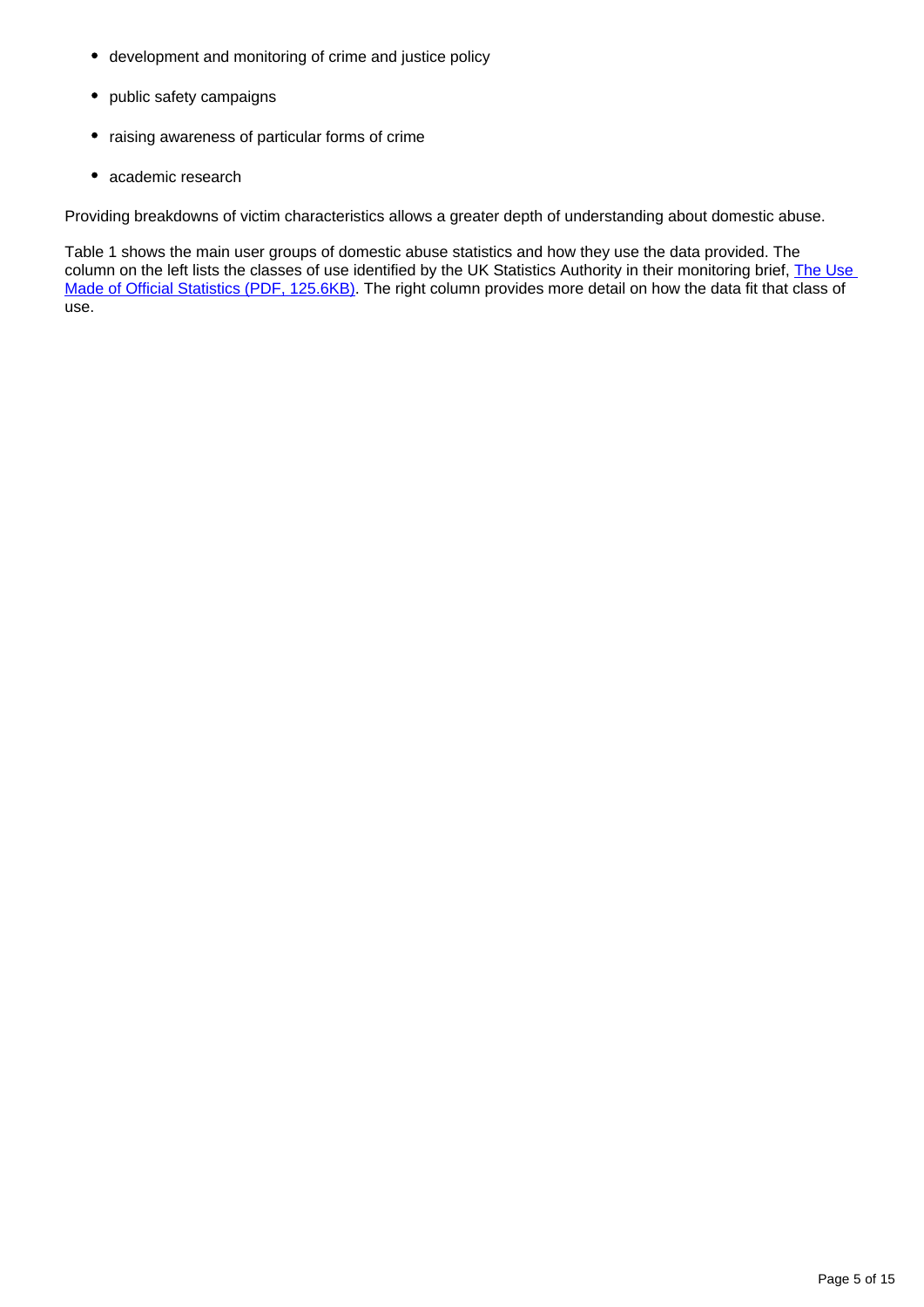- development and monitoring of crime and justice policy
- public safety campaigns
- raising awareness of particular forms of crime
- academic research

Providing breakdowns of victim characteristics allows a greater depth of understanding about domestic abuse.

Table 1 shows the main user groups of domestic abuse statistics and how they use the data provided. The column on the left lists the classes of use identified by the UK Statistics Authority in their monitoring brief, [The Use Made of Official Statistics (PDF, 125.6KB)](). The right column provides more detail on how the data fit that class of use.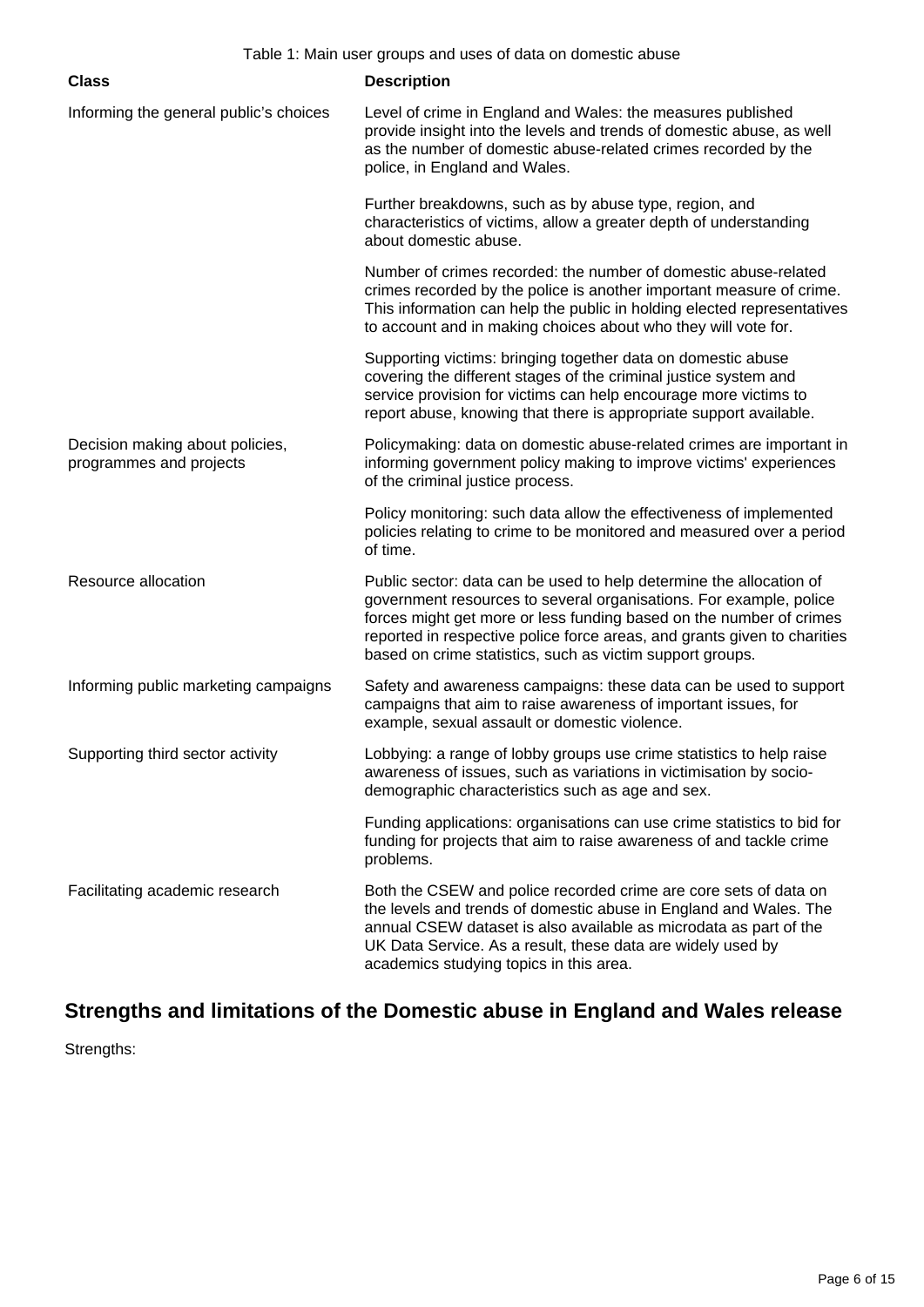Table 1: Main user groups and uses of data on domestic abuse

| Class | Description |
|---|---|
| Informing the general public's choices | Level of crime in England and Wales: the measures published provide insight into the levels and trends of domestic abuse, as well as the number of domestic abuse-related crimes recorded by the police, in England and Wales. |
| | Further breakdowns, such as by abuse type, region, and characteristics of victims, allow a greater depth of understanding about domestic abuse. |
| | Number of crimes recorded: the number of domestic abuse-related crimes recorded by the police is another important measure of crime. This information can help the public in holding elected representatives to account and in making choices about who they will vote for. |
| | Supporting victims: bringing together data on domestic abuse covering the different stages of the criminal justice system and service provision for victims can help encourage more victims to report abuse, knowing that there is appropriate support available. |
| Decision making about policies, programmes and projects | Policymaking: data on domestic abuse-related crimes are important in informing government policy making to improve victims' experiences of the criminal justice process. |
| | Policy monitoring: such data allow the effectiveness of implemented policies relating to crime to be monitored and measured over a period of time. |
| Resource allocation | Public sector: data can be used to help determine the allocation of government resources to several organisations. For example, police forces might get more or less funding based on the number of crimes reported in respective police force areas, and grants given to charities based on crime statistics, such as victim support groups. |
| Informing public marketing campaigns | Safety and awareness campaigns: these data can be used to support campaigns that aim to raise awareness of important issues, for example, sexual assault or domestic violence. |
| Supporting third sector activity | Lobbying: a range of lobby groups use crime statistics to help raise awareness of issues, such as variations in victimisation by socio-demographic characteristics such as age and sex. |
| | Funding applications: organisations can use crime statistics to bid for funding for projects that aim to raise awareness of and tackle crime problems. |
| Facilitating academic research | Both the CSEW and police recorded crime are core sets of data on the levels and trends of domestic abuse in England and Wales. The annual CSEW dataset is also available as microdata as part of the UK Data Service. As a result, these data are widely used by academics studying topics in this area. |

## Strengths and limitations of the Domestic abuse in England and Wales release

Strengths: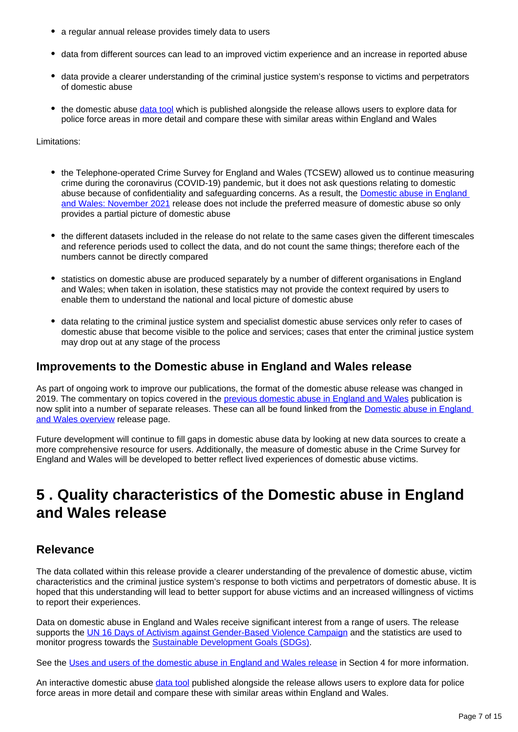- a regular annual release provides timely data to users
- data from different sources can lead to an improved victim experience and an increase in reported abuse
- data provide a clearer understanding of the criminal justice system's response to victims and perpetrators of domestic abuse
- the domestic abuse data tool which is published alongside the release allows users to explore data for police force areas in more detail and compare these with similar areas within England and Wales

Limitations:

- the Telephone-operated Crime Survey for England and Wales (TCSEW) allowed us to continue measuring crime during the coronavirus (COVID-19) pandemic, but it does not ask questions relating to domestic abuse because of confidentiality and safeguarding concerns. As a result, the Domestic abuse in England and Wales: November 2021 release does not include the preferred measure of domestic abuse so only provides a partial picture of domestic abuse
- the different datasets included in the release do not relate to the same cases given the different timescales and reference periods used to collect the data, and do not count the same things; therefore each of the numbers cannot be directly compared
- statistics on domestic abuse are produced separately by a number of different organisations in England and Wales; when taken in isolation, these statistics may not provide the context required by users to enable them to understand the national and local picture of domestic abuse
- data relating to the criminal justice system and specialist domestic abuse services only refer to cases of domestic abuse that become visible to the police and services; cases that enter the criminal justice system may drop out at any stage of the process

### Improvements to the Domestic abuse in England and Wales release

As part of ongoing work to improve our publications, the format of the domestic abuse release was changed in 2019. The commentary on topics covered in the previous domestic abuse in England and Wales publication is now split into a number of separate releases. These can all be found linked from the Domestic abuse in England and Wales overview release page.

Future development will continue to fill gaps in domestic abuse data by looking at new data sources to create a more comprehensive resource for users. Additionally, the measure of domestic abuse in the Crime Survey for England and Wales will be developed to better reflect lived experiences of domestic abuse victims.

## 5 . Quality characteristics of the Domestic abuse in England and Wales release

### Relevance

The data collated within this release provide a clearer understanding of the prevalence of domestic abuse, victim characteristics and the criminal justice system's response to both victims and perpetrators of domestic abuse. It is hoped that this understanding will lead to better support for abuse victims and an increased willingness of victims to report their experiences.

Data on domestic abuse in England and Wales receive significant interest from a range of users. The release supports the UN 16 Days of Activism against Gender-Based Violence Campaign and the statistics are used to monitor progress towards the Sustainable Development Goals (SDGs).

See the Uses and users of the domestic abuse in England and Wales release in Section 4 for more information.

An interactive domestic abuse data tool published alongside the release allows users to explore data for police force areas in more detail and compare these with similar areas within England and Wales.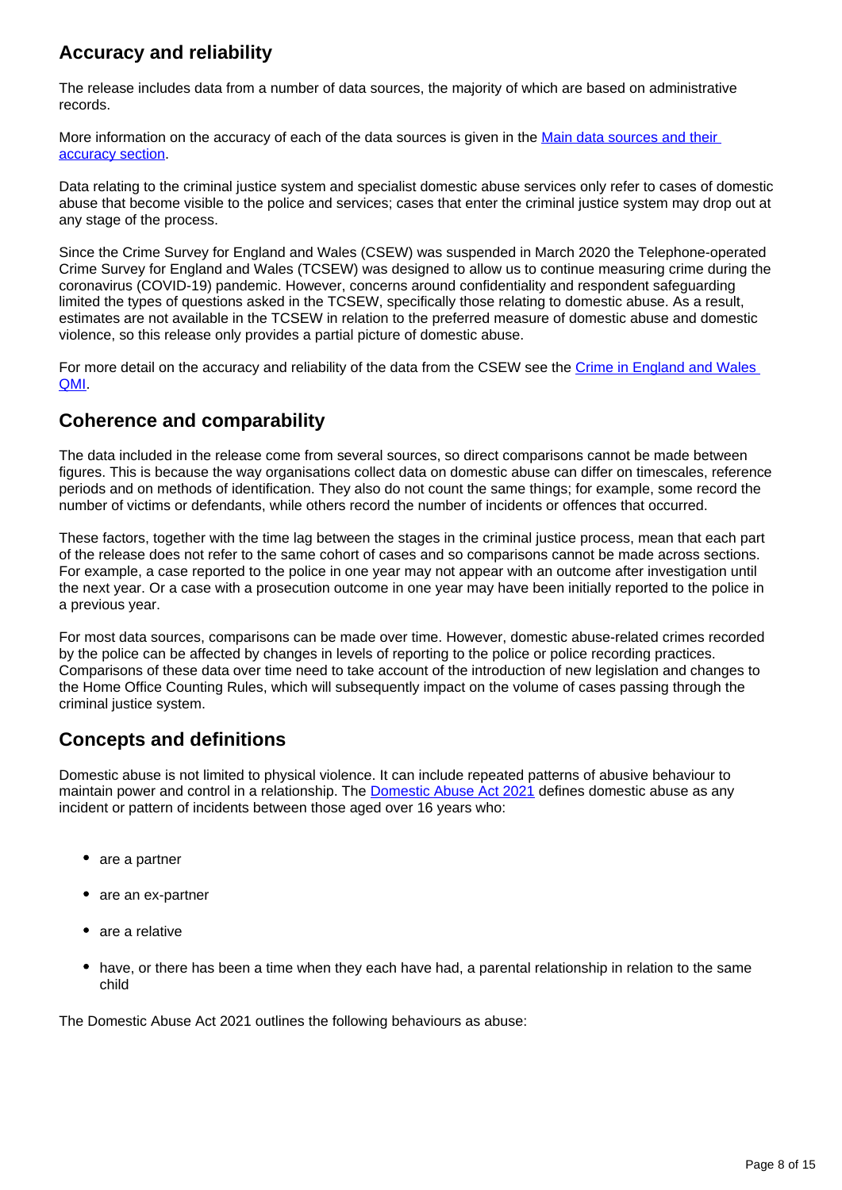## Accuracy and reliability

The release includes data from a number of data sources, the majority of which are based on administrative records.

More information on the accuracy of each of the data sources is given in the Main data sources and their accuracy section.

Data relating to the criminal justice system and specialist domestic abuse services only refer to cases of domestic abuse that become visible to the police and services; cases that enter the criminal justice system may drop out at any stage of the process.

Since the Crime Survey for England and Wales (CSEW) was suspended in March 2020 the Telephone-operated Crime Survey for England and Wales (TCSEW) was designed to allow us to continue measuring crime during the coronavirus (COVID-19) pandemic. However, concerns around confidentiality and respondent safeguarding limited the types of questions asked in the TCSEW, specifically those relating to domestic abuse. As a result, estimates are not available in the TCSEW in relation to the preferred measure of domestic abuse and domestic violence, so this release only provides a partial picture of domestic abuse.

For more detail on the accuracy and reliability of the data from the CSEW see the Crime in England and Wales QMI.

## Coherence and comparability

The data included in the release come from several sources, so direct comparisons cannot be made between figures. This is because the way organisations collect data on domestic abuse can differ on timescales, reference periods and on methods of identification. They also do not count the same things; for example, some record the number of victims or defendants, while others record the number of incidents or offences that occurred.

These factors, together with the time lag between the stages in the criminal justice process, mean that each part of the release does not refer to the same cohort of cases and so comparisons cannot be made across sections. For example, a case reported to the police in one year may not appear with an outcome after investigation until the next year. Or a case with a prosecution outcome in one year may have been initially reported to the police in a previous year.

For most data sources, comparisons can be made over time. However, domestic abuse-related crimes recorded by the police can be affected by changes in levels of reporting to the police or police recording practices. Comparisons of these data over time need to take account of the introduction of new legislation and changes to the Home Office Counting Rules, which will subsequently impact on the volume of cases passing through the criminal justice system.

## Concepts and definitions

Domestic abuse is not limited to physical violence. It can include repeated patterns of abusive behaviour to maintain power and control in a relationship. The Domestic Abuse Act 2021 defines domestic abuse as any incident or pattern of incidents between those aged over 16 years who:

- are a partner
- are an ex-partner
- are a relative
- have, or there has been a time when they each have had, a parental relationship in relation to the same child

The Domestic Abuse Act 2021 outlines the following behaviours as abuse: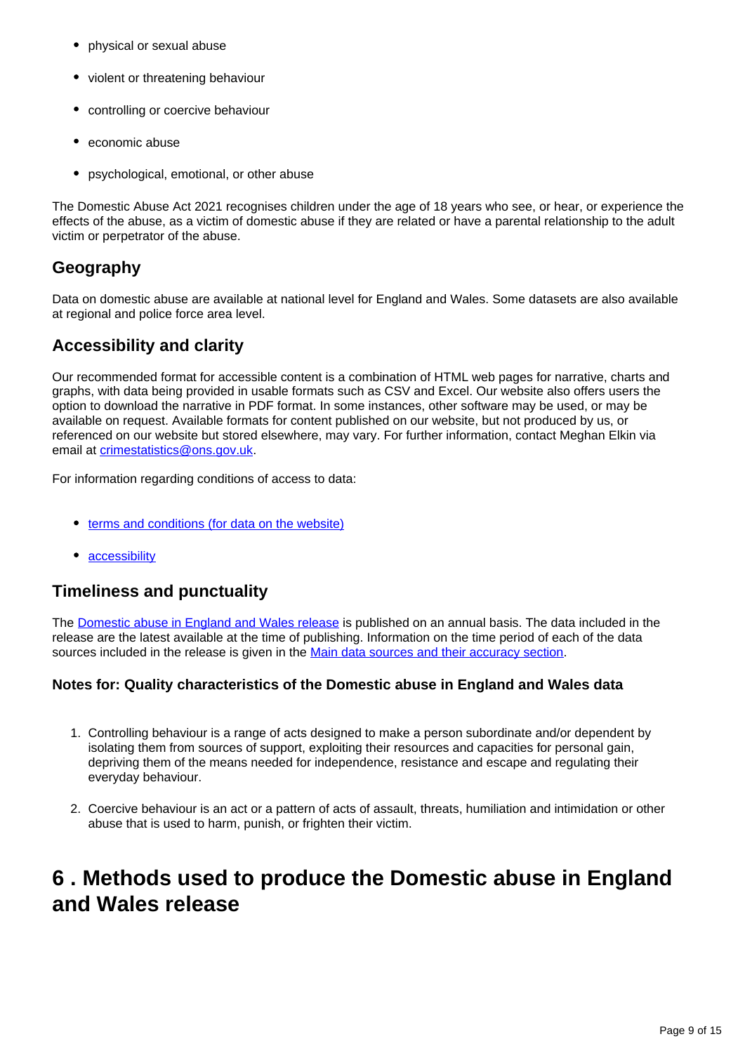- physical or sexual abuse
- violent or threatening behaviour
- controlling or coercive behaviour
- economic abuse
- psychological, emotional, or other abuse

The Domestic Abuse Act 2021 recognises children under the age of 18 years who see, or hear, or experience the effects of the abuse, as a victim of domestic abuse if they are related or have a parental relationship to the adult victim or perpetrator of the abuse.

## Geography

Data on domestic abuse are available at national level for England and Wales. Some datasets are also available at regional and police force area level.

## Accessibility and clarity

Our recommended format for accessible content is a combination of HTML web pages for narrative, charts and graphs, with data being provided in usable formats such as CSV and Excel. Our website also offers users the option to download the narrative in PDF format. In some instances, other software may be used, or may be available on request. Available formats for content published on our website, but not produced by us, or referenced on our website but stored elsewhere, may vary. For further information, contact Meghan Elkin via email at crimestatistics@ons.gov.uk.

For information regarding conditions of access to data:

- terms and conditions (for data on the website)
- accessibility

## Timeliness and punctuality

The Domestic abuse in England and Wales release is published on an annual basis. The data included in the release are the latest available at the time of publishing. Information on the time period of each of the data sources included in the release is given in the Main data sources and their accuracy section.

### Notes for: Quality characteristics of the Domestic abuse in England and Wales data

1. Controlling behaviour is a range of acts designed to make a person subordinate and/or dependent by isolating them from sources of support, exploiting their resources and capacities for personal gain, depriving them of the means needed for independence, resistance and escape and regulating their everyday behaviour.

2. Coercive behaviour is an act or a pattern of acts of assault, threats, humiliation and intimidation or other abuse that is used to harm, punish, or frighten their victim.

# 6 . Methods used to produce the Domestic abuse in England and Wales release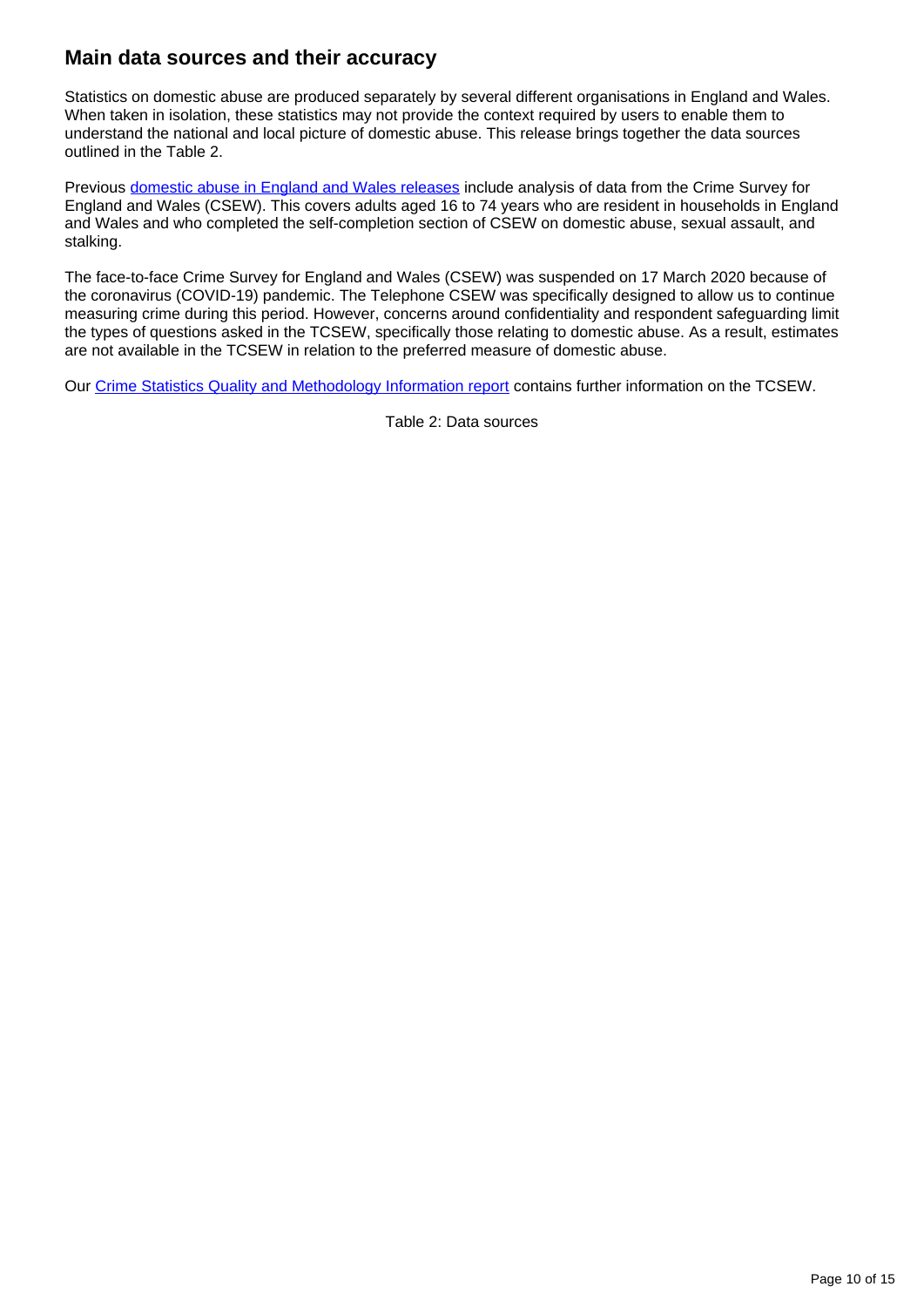## Main data sources and their accuracy

Statistics on domestic abuse are produced separately by several different organisations in England and Wales. When taken in isolation, these statistics may not provide the context required by users to enable them to understand the national and local picture of domestic abuse. This release brings together the data sources outlined in the Table 2.

Previous domestic abuse in England and Wales releases include analysis of data from the Crime Survey for England and Wales (CSEW). This covers adults aged 16 to 74 years who are resident in households in England and Wales and who completed the self-completion section of CSEW on domestic abuse, sexual assault, and stalking.

The face-to-face Crime Survey for England and Wales (CSEW) was suspended on 17 March 2020 because of the coronavirus (COVID-19) pandemic. The Telephone CSEW was specifically designed to allow us to continue measuring crime during this period. However, concerns around confidentiality and respondent safeguarding limit the types of questions asked in the TCSEW, specifically those relating to domestic abuse. As a result, estimates are not available in the TCSEW in relation to the preferred measure of domestic abuse.

Our Crime Statistics Quality and Methodology Information report contains further information on the TCSEW.

Table 2: Data sources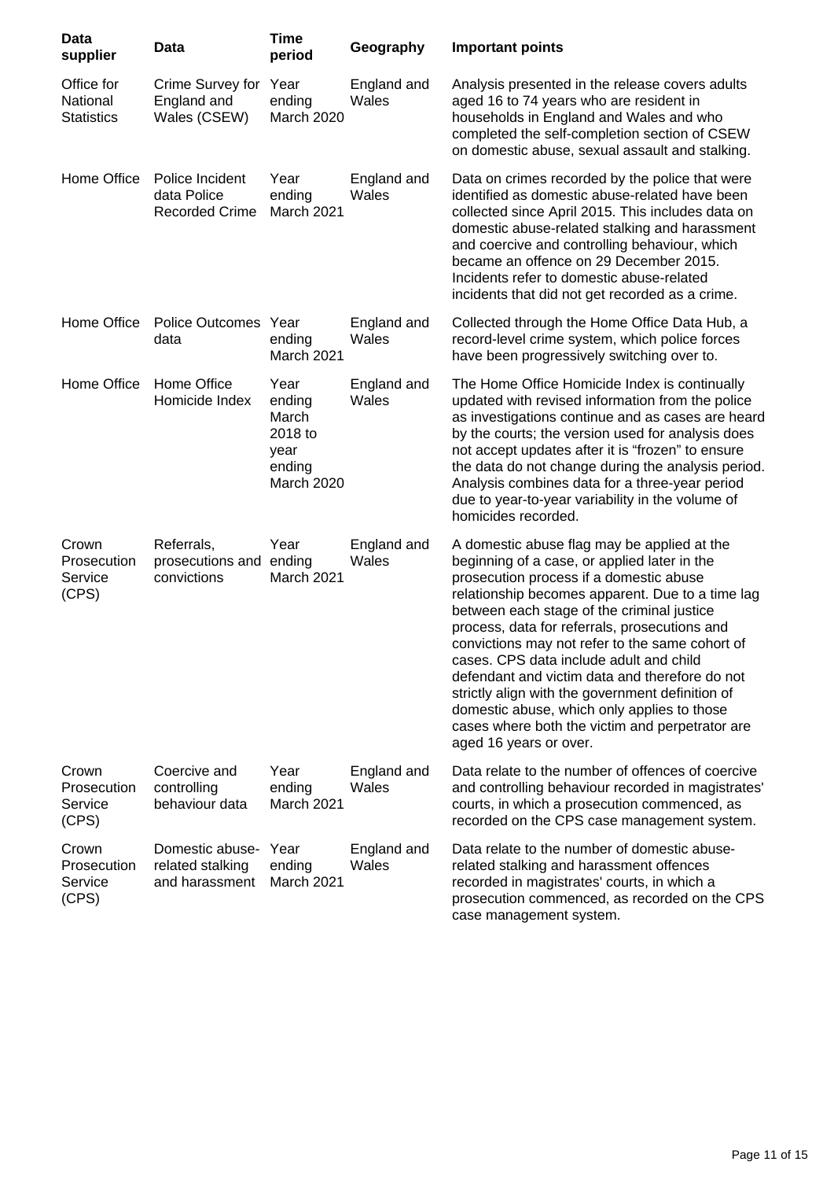| Data supplier | Data | Time period | Geography | Important points |
| --- | --- | --- | --- | --- |
| Office for National Statistics | Crime Survey for England and Wales (CSEW) | Year ending March 2020 | England and Wales | Analysis presented in the release covers adults aged 16 to 74 years who are resident in households in England and Wales and who completed the self-completion section of CSEW on domestic abuse, sexual assault and stalking. |
| Home Office | Police Incident data Police Recorded Crime | Year ending March 2021 | England and Wales | Data on crimes recorded by the police that were identified as domestic abuse-related have been collected since April 2015. This includes data on domestic abuse-related stalking and harassment and coercive and controlling behaviour, which became an offence on 29 December 2015. Incidents refer to domestic abuse-related incidents that did not get recorded as a crime. |
| Home Office | Police Outcomes data | Year ending March 2021 | England and Wales | Collected through the Home Office Data Hub, a record-level crime system, which police forces have been progressively switching over to. |
| Home Office | Home Office Homicide Index | Year ending March 2018 to year ending March 2020 | England and Wales | The Home Office Homicide Index is continually updated with revised information from the police as investigations continue and as cases are heard by the courts; the version used for analysis does not accept updates after it is "frozen" to ensure the data do not change during the analysis period. Analysis combines data for a three-year period due to year-to-year variability in the volume of homicides recorded. |
| Crown Prosecution Service (CPS) | Referrals, prosecutions and convictions | Year ending March 2021 | England and Wales | A domestic abuse flag may be applied at the beginning of a case, or applied later in the prosecution process if a domestic abuse relationship becomes apparent. Due to a time lag between each stage of the criminal justice process, data for referrals, prosecutions and convictions may not refer to the same cohort of cases. CPS data include adult and child defendant and victim data and therefore do not strictly align with the government definition of domestic abuse, which only applies to those cases where both the victim and perpetrator are aged 16 years or over. |
| Crown Prosecution Service (CPS) | Coercive and controlling behaviour data | Year ending March 2021 | England and Wales | Data relate to the number of offences of coercive and controlling behaviour recorded in magistrates' courts, in which a prosecution commenced, as recorded on the CPS case management system. |
| Crown Prosecution Service (CPS) | Domestic abuse-related stalking and harassment | Year ending March 2021 | England and Wales | Data relate to the number of domestic abuse-related stalking and harassment offences recorded in magistrates' courts, in which a prosecution commenced, as recorded on the CPS case management system. |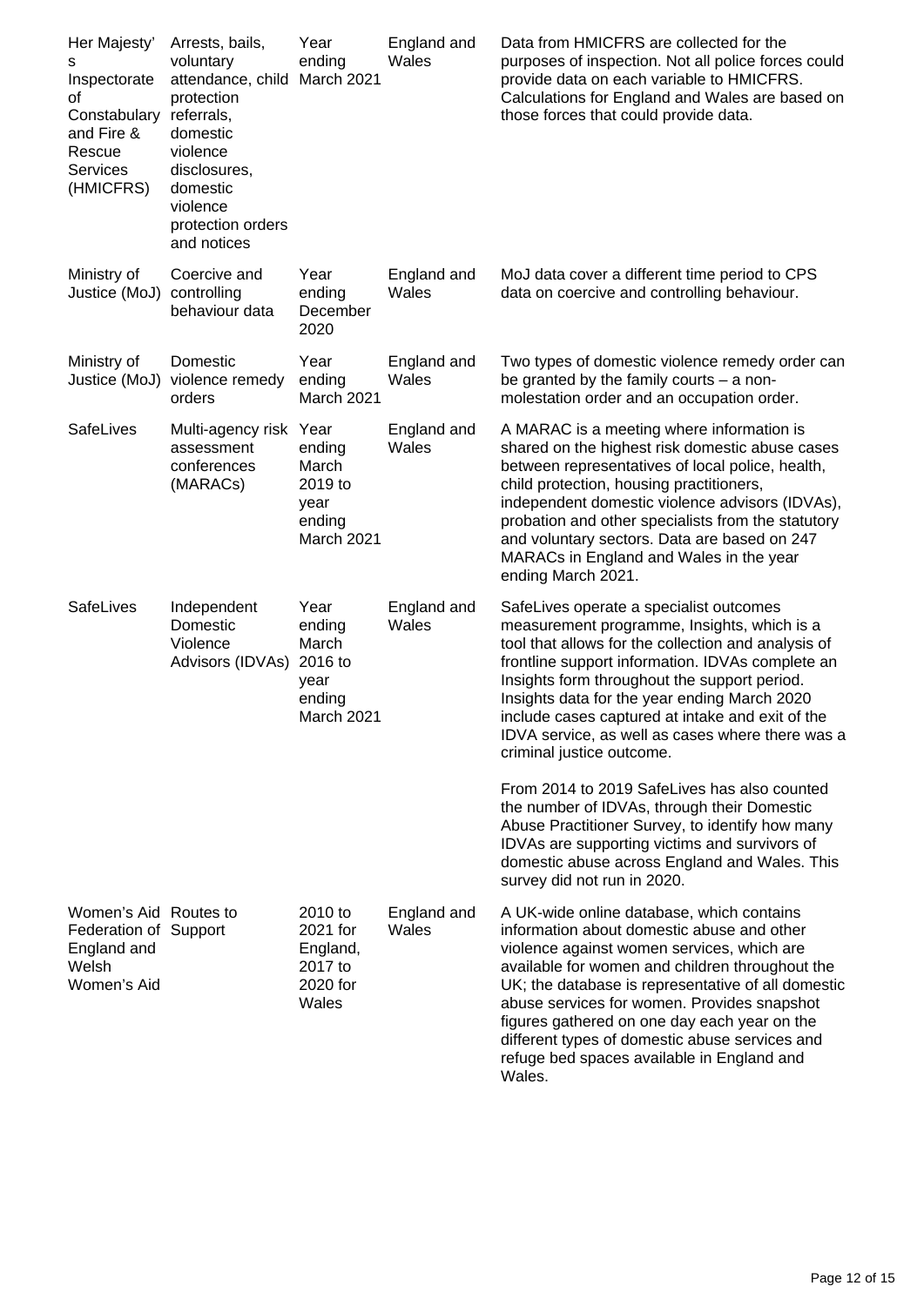| Her Majesty's Inspectorate of Constabulary and Fire & Rescue Services (HMICFRS) | Arrests, bails, voluntary attendance, child protection referrals, domestic violence disclosures, domestic violence protection orders and notices | Year ending March 2021 | England and Wales | Data from HMICFRS are collected for the purposes of inspection. Not all police forces could provide data on each variable to HMICFRS. Calculations for England and Wales are based on those forces that could provide data. |
|---|---|---|---|---|
| Ministry of Justice (MoJ) | Coercive and controlling behaviour data | Year ending December 2020 | England and Wales | MoJ data cover a different time period to CPS data on coercive and controlling behaviour. |
| Ministry of Justice (MoJ) | Domestic violence remedy orders | Year ending March 2021 | England and Wales | Two types of domestic violence remedy order can be granted by the family courts – a non-molestation order and an occupation order. |
| SafeLives | Multi-agency risk assessment conferences (MARACs) | Year ending March 2019 to year ending March 2021 | England and Wales | A MARAC is a meeting where information is shared on the highest risk domestic abuse cases between representatives of local police, health, child protection, housing practitioners, independent domestic violence advisors (IDVAs), probation and other specialists from the statutory and voluntary sectors. Data are based on 247 MARACs in England and Wales in the year ending March 2021. |
| SafeLives | Independent Domestic Violence Advisors (IDVAs) | Year ending March 2016 to year ending March 2021 | England and Wales | SafeLives operate a specialist outcomes measurement programme, Insights, which is a tool that allows for the collection and analysis of frontline support information. IDVAs complete an Insights form throughout the support period. Insights data for the year ending March 2020 include cases captured at intake and exit of the IDVA service, as well as cases where there was a criminal justice outcome.<br><br>From 2014 to 2019 SafeLives has also counted the number of IDVAs, through their Domestic Abuse Practitioner Survey, to identify how many IDVAs are supporting victims and survivors of domestic abuse across England and Wales. This survey did not run in 2020. |
| Women's Aid Federation of England and Welsh Women's Aid | Routes to Support | 2010 to 2021 for England, 2017 to 2020 for Wales | England and Wales | A UK-wide online database, which contains information about domestic abuse and other violence against women services, which are available for women and children throughout the UK; the database is representative of all domestic abuse services for women. Provides snapshot figures gathered on one day each year on the different types of domestic abuse services and refuge bed spaces available in England and Wales. |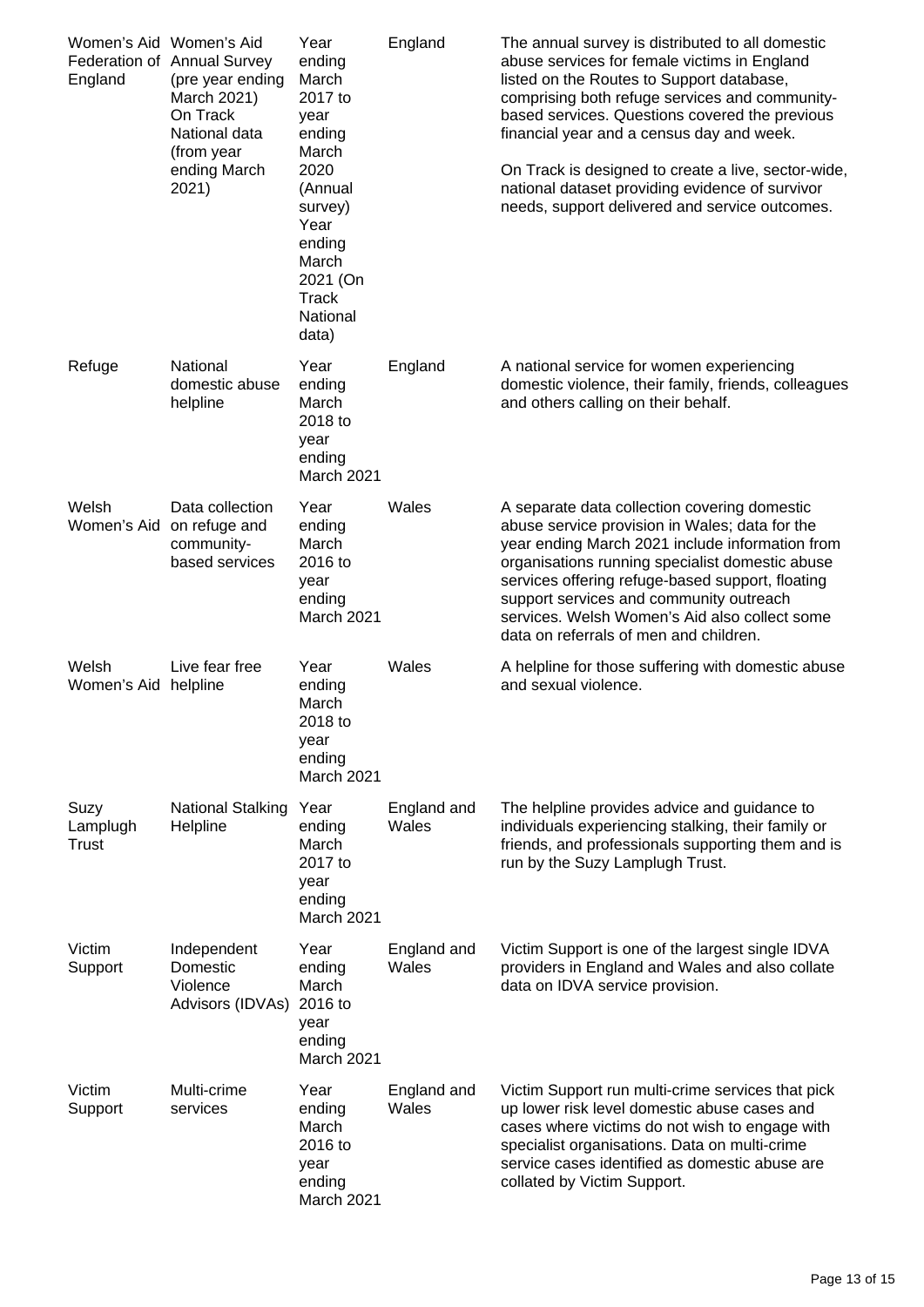| | | | | |
|---|---|---|---|---|
| Women's Aid Federation of England | Women's Aid Annual Survey (pre year ending March 2021) On Track National data (from year ending March 2021) | Year ending March 2017 to year ending March 2020 (Annual survey) Year ending March 2021 (On Track National data) | England | The annual survey is distributed to all domestic abuse services for female victims in England listed on the Routes to Support database, comprising both refuge services and community-based services. Questions covered the previous financial year and a census day and week.<br><br>On Track is designed to create a live, sector-wide, national dataset providing evidence of survivor needs, support delivered and service outcomes. |
| Refuge | National domestic abuse helpline | Year ending March 2018 to year ending March 2021 | England | A national service for women experiencing domestic violence, their family, friends, colleagues and others calling on their behalf. |
| Welsh Women's Aid | Data collection on refuge and community-based services | Year ending March 2016 to year ending March 2021 | Wales | A separate data collection covering domestic abuse service provision in Wales; data for the year ending March 2021 include information from organisations running specialist domestic abuse services offering refuge-based support, floating support services and community outreach services. Welsh Women's Aid also collect some data on referrals of men and children. |
| Welsh Women's Aid | Live fear free helpline | Year ending March 2018 to year ending March 2021 | Wales | A helpline for those suffering with domestic abuse and sexual violence. |
| Suzy Lamplugh Trust | National Stalking Helpline | Year ending March 2017 to year ending March 2021 | England and Wales | The helpline provides advice and guidance to individuals experiencing stalking, their family or friends, and professionals supporting them and is run by the Suzy Lamplugh Trust. |
| Victim Support | Independent Domestic Violence Advisors (IDVAs) | Year ending March 2016 to year ending March 2021 | England and Wales | Victim Support is one of the largest single IDVA providers in England and Wales and also collate data on IDVA service provision. |
| Victim Support | Multi-crime services | Year ending March 2016 to year ending March 2021 | England and Wales | Victim Support run multi-crime services that pick up lower risk level domestic abuse cases and cases where victims do not wish to engage with specialist organisations. Data on multi-crime service cases identified as domestic abuse are collated by Victim Support. |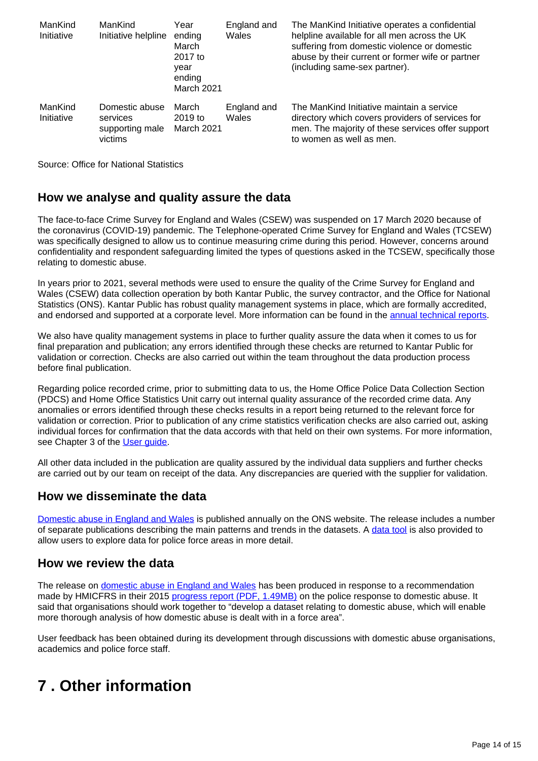| ManKind Initiative | ManKind Initiative helpline | Year ending March 2017 to year ending March 2021 | England and Wales | The ManKind Initiative operates a confidential helpline available for all men across the UK suffering from domestic violence or domestic abuse by their current or former wife or partner (including same-sex partner). |
|---|---|---|---|---|
| ManKind Initiative | Domestic abuse services supporting male victims | March 2019 to March 2021 | England and Wales | The ManKind Initiative maintain a service directory which covers providers of services for men. The majority of these services offer support to women as well as men. |

Source: Office for National Statistics

## How we analyse and quality assure the data

The face-to-face Crime Survey for England and Wales (CSEW) was suspended on 17 March 2020 because of the coronavirus (COVID-19) pandemic. The Telephone-operated Crime Survey for England and Wales (TCSEW) was specifically designed to allow us to continue measuring crime during this period. However, concerns around confidentiality and respondent safeguarding limited the types of questions asked in the TCSEW, specifically those relating to domestic abuse.

In years prior to 2021, several methods were used to ensure the quality of the Crime Survey for England and Wales (CSEW) data collection operation by both Kantar Public, the survey contractor, and the Office for National Statistics (ONS). Kantar Public has robust quality management systems in place, which are formally accredited, and endorsed and supported at a corporate level. More information can be found in the annual technical reports.

We also have quality management systems in place to further quality assure the data when it comes to us for final preparation and publication; any errors identified through these checks are returned to Kantar Public for validation or correction. Checks are also carried out within the team throughout the data production process before final publication.

Regarding police recorded crime, prior to submitting data to us, the Home Office Police Data Collection Section (PDCS) and Home Office Statistics Unit carry out internal quality assurance of the recorded crime data. Any anomalies or errors identified through these checks results in a report being returned to the relevant force for validation or correction. Prior to publication of any crime statistics verification checks are also carried out, asking individual forces for confirmation that the data accords with that held on their own systems. For more information, see Chapter 3 of the User guide.

All other data included in the publication are quality assured by the individual data suppliers and further checks are carried out by our team on receipt of the data. Any discrepancies are queried with the supplier for validation.

## How we disseminate the data

Domestic abuse in England and Wales is published annually on the ONS website. The release includes a number of separate publications describing the main patterns and trends in the datasets. A data tool is also provided to allow users to explore data for police force areas in more detail.

## How we review the data

The release on domestic abuse in England and Wales has been produced in response to a recommendation made by HMICFRS in their 2015 progress report (PDF, 1.49MB) on the police response to domestic abuse. It said that organisations should work together to "develop a dataset relating to domestic abuse, which will enable more thorough analysis of how domestic abuse is dealt with in a force area".

User feedback has been obtained during its development through discussions with domestic abuse organisations, academics and police force staff.

# 7 . Other information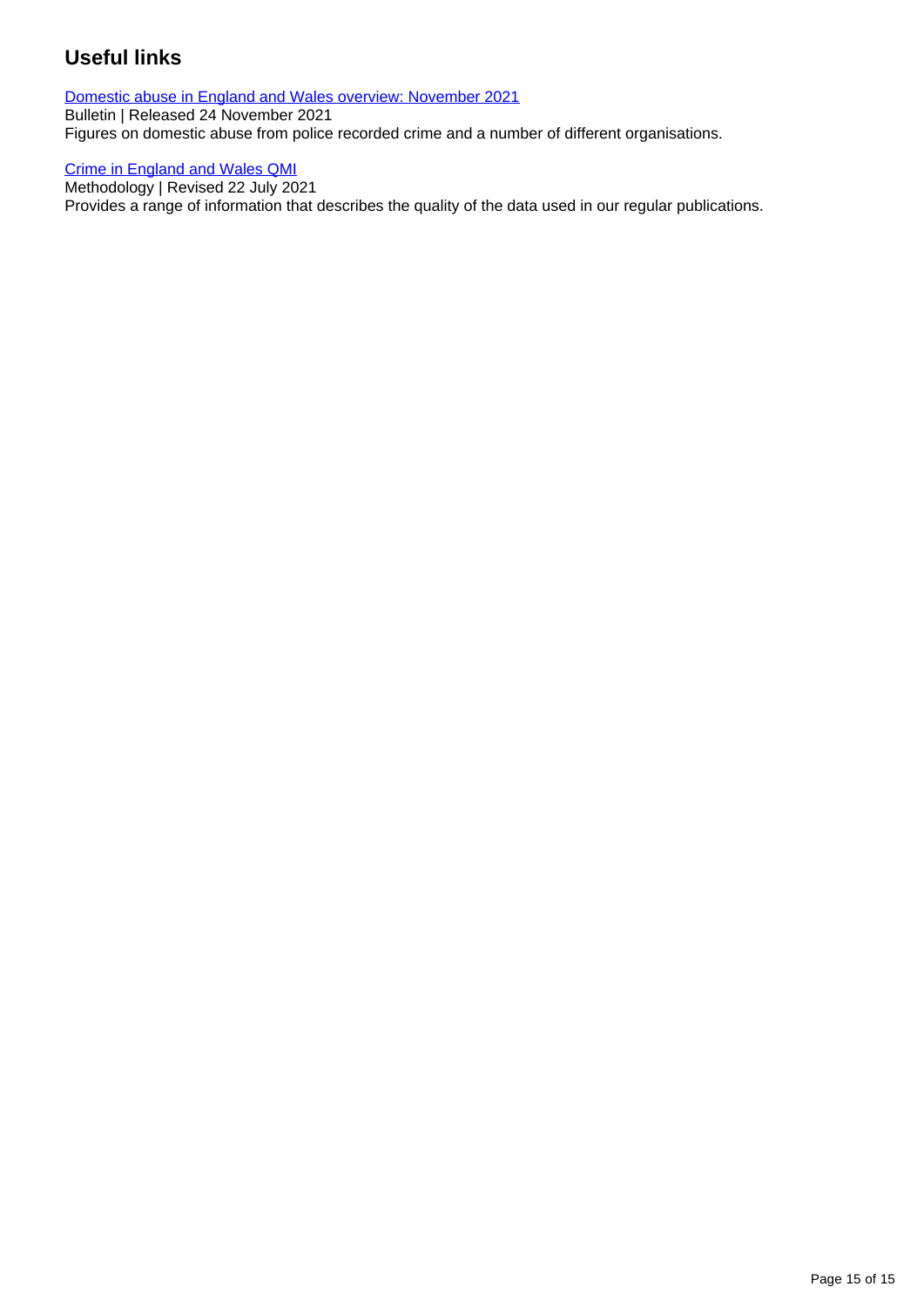## Useful links

[Domestic abuse in England and Wales overview: November 2021]
Bulletin | Released 24 November 2021
Figures on domestic abuse from police recorded crime and a number of different organisations.

[Crime in England and Wales QMI]
Methodology | Revised 22 July 2021
Provides a range of information that describes the quality of the data used in our regular publications.